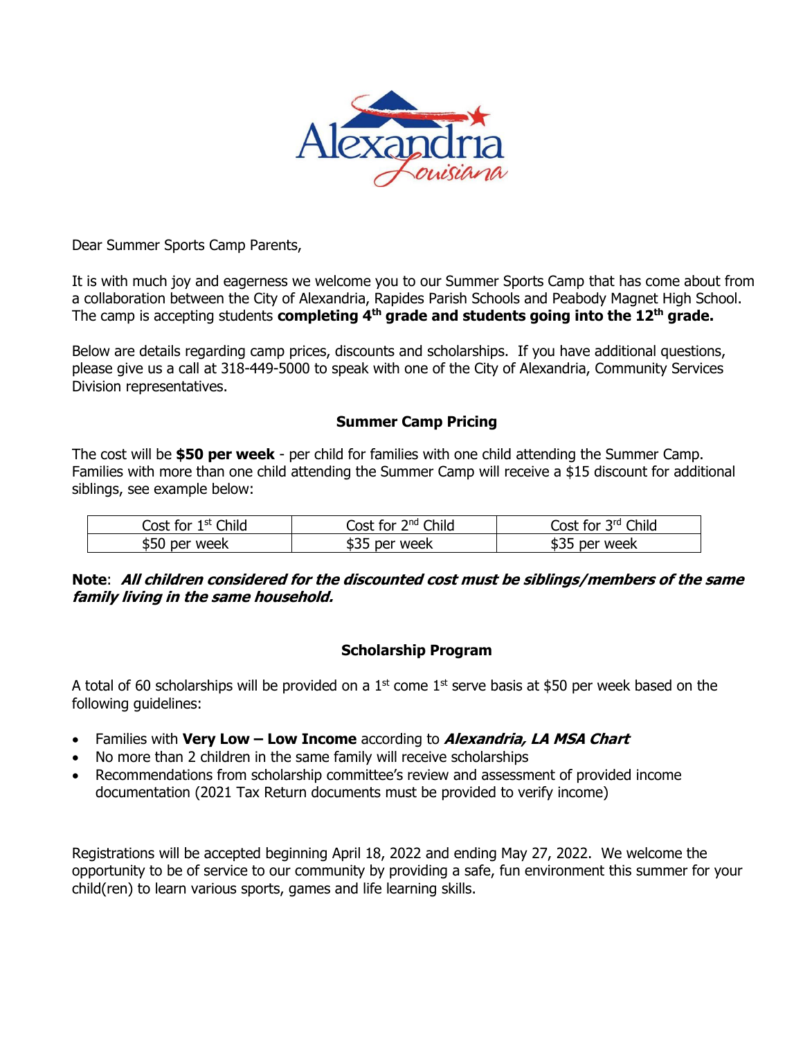Dear Summer Sports Camp Parents,

It is with much joy and eagerness we welcome you to our Summer Sports Camp that has come about from a collaboration between the City of Alexandria, Rapides Parish Schools and Peabody Magnet High School. The camp is accepting students **completing 4th grade and students going into the 12th grade.**

Below are details regarding camp prices, discounts and scholarships. If you have additional questions, please give us a call at 318-449-5000 to speak with one of the City of Alexandria, Community Services Division representatives.

## Summer Camp Pricing

The cost will be **$50 per week** - per child for families with one child attending the Summer Camp. Families with more than one child attending the Summer Camp will receive a $15 discount for additional siblings, see example below:

| Cost for 1st Child | Cost for 2nd Child | Cost for 3rd Child |
|---|---|---|
| $50 per week | $35 per week | $35 per week |

**Note**: ***All children considered for the discounted cost must be siblings/members of the same family living in the same household.***

## Scholarship Program

A total of 60 scholarships will be provided on a 1st come 1st serve basis at $50 per week based on the following guidelines:

- Families with **Very Low – Low Income** according to ***Alexandria, LA MSA Chart***
- No more than 2 children in the same family will receive scholarships
- Recommendations from scholarship committee's review and assessment of provided income documentation (2021 Tax Return documents must be provided to verify income)

Registrations will be accepted beginning April 18, 2022 and ending May 27, 2022. We welcome the opportunity to be of service to our community by providing a safe, fun environment this summer for your child(ren) to learn various sports, games and life learning skills.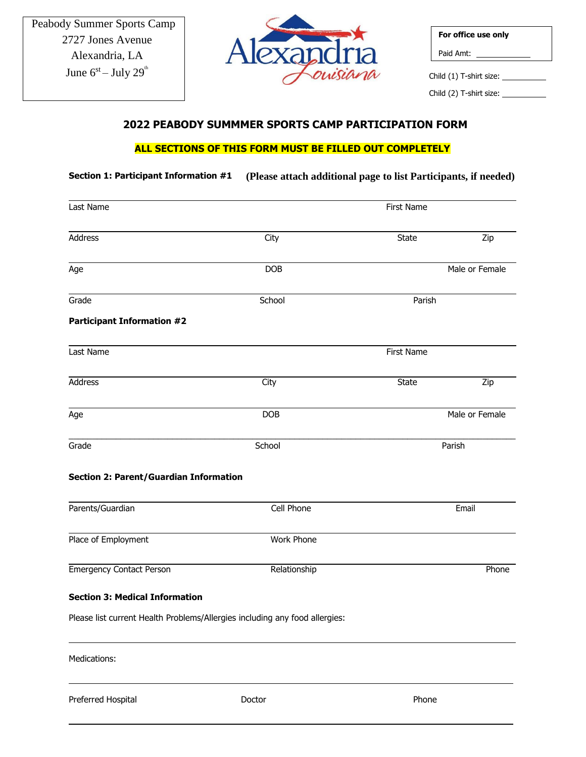Peabody Summer Sports Camp
2727 Jones Avenue
Alexandria, LA
June 6st – July 29th

**For office use only**

Paid Amt: ____________

Child (1) T-shirt size: __________

Child (2) T-shirt size: __________

## 2022 PEABODY SUMMMER SPORTS CAMP PARTICIPATION FORM

**ALL SECTIONS OF THIS FORM MUST BE FILLED OUT COMPLETELY**

**Section 1: Participant Information #1** **(Please attach additional page to list Participants, if needed)**

Last Name ____________________ First Name ____________________

Address ____________________ City ____________________ State ________ Zip ________

Age ________ DOB ____________________ Male or Female ________

Grade ________ School ____________________ Parish ____________________

**Participant Information #2**

Last Name ____________________ First Name ____________________

Address ____________________ City ____________________ State ________ Zip ________

Age ________ DOB ____________________ Male or Female ________

Grade ________ School ____________________ Parish ____________________

**Section 2: Parent/Guardian Information**

Parents/Guardian ____________________ Cell Phone ____________________ Email ____________________

Place of Employment ____________________ Work Phone ____________________

Emergency Contact Person ____________________ Relationship ____________________ Phone ____________________

**Section 3: Medical Information**

Please list current Health Problems/Allergies including any food allergies:

______________________________________________________________________

Medications:

______________________________________________________________________

Preferred Hospital ____________________ Doctor ____________________ Phone ____________________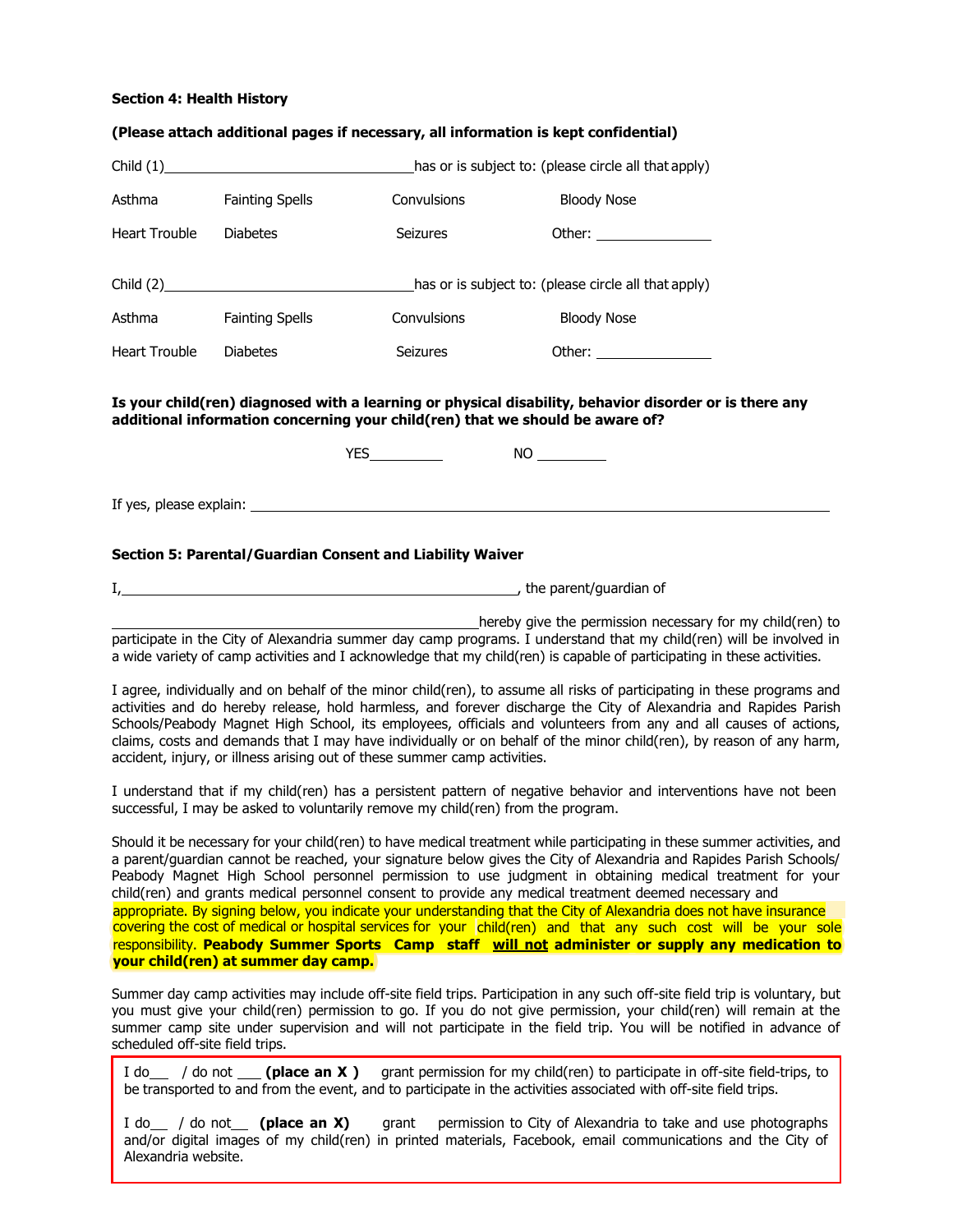**Section 4: Health History**

**(Please attach additional pages if necessary, all information is kept confidential)**

Child (1)\_\_\_\_\_\_\_\_\_\_\_\_\_\_\_\_\_\_\_\_\_\_\_\_\_\_\_\_\_\_\_\_has or is subject to: (please circle all that apply)

| | | | |
|---|---|---|---|
| Asthma | Fainting Spells | Convulsions | Bloody Nose |
| Heart Trouble | Diabetes | Seizures | Other: \_\_\_\_\_\_\_\_\_\_\_\_\_\_\_ |

Child (2)\_\_\_\_\_\_\_\_\_\_\_\_\_\_\_\_\_\_\_\_\_\_\_\_\_\_\_\_\_\_\_\_has or is subject to: (please circle all that apply)

| | | | |
|---|---|---|---|
| Asthma | Fainting Spells | Convulsions | Bloody Nose |
| Heart Trouble | Diabetes | Seizures | Other: \_\_\_\_\_\_\_\_\_\_\_\_\_\_\_ |

**Is your child(ren) diagnosed with a learning or physical disability, behavior disorder or is there any additional information concerning your child(ren) that we should be aware of?**

YES\_\_\_\_\_\_\_\_\_\_ NO \_\_\_\_\_\_\_\_\_\_

If yes, please explain: \_\_\_\_\_\_\_\_\_\_\_\_\_\_\_\_\_\_\_\_\_\_\_\_\_\_\_\_\_\_\_\_\_\_\_\_\_\_\_\_\_\_\_\_\_\_\_\_\_\_\_\_\_\_\_\_\_\_\_\_

**Section 5: Parental/Guardian Consent and Liability Waiver**

I,\_\_\_\_\_\_\_\_\_\_\_\_\_\_\_\_\_\_\_\_\_\_\_\_\_\_\_\_\_\_\_\_\_\_\_\_\_\_\_\_\_\_\_\_\_\_\_\_\_\_, the parent/guardian of

\_\_\_\_\_\_\_\_\_\_\_\_\_\_\_\_\_\_\_\_\_\_\_\_\_\_\_\_\_\_\_\_\_\_\_\_\_\_\_\_\_\_\_\_\_\_\_\_\_\_hereby give the permission necessary for my child(ren) to participate in the City of Alexandria summer day camp programs. I understand that my child(ren) will be involved in a wide variety of camp activities and I acknowledge that my child(ren) is capable of participating in these activities.

I agree, individually and on behalf of the minor child(ren), to assume all risks of participating in these programs and activities and do hereby release, hold harmless, and forever discharge the City of Alexandria and Rapides Parish Schools/Peabody Magnet High School, its employees, officials and volunteers from any and all causes of actions, claims, costs and demands that I may have individually or on behalf of the minor child(ren), by reason of any harm, accident, injury, or illness arising out of these summer camp activities.

I understand that if my child(ren) has a persistent pattern of negative behavior and interventions have not been successful, I may be asked to voluntarily remove my child(ren) from the program.

Should it be necessary for your child(ren) to have medical treatment while participating in these summer activities, and a parent/guardian cannot be reached, your signature below gives the City of Alexandria and Rapides Parish Schools/ Peabody Magnet High School personnel permission to use judgment in obtaining medical treatment for your child(ren) and grants medical personnel consent to provide any medical treatment deemed necessary and appropriate. By signing below, you indicate your understanding that the City of Alexandria does not have insurance covering the cost of medical or hospital services for your child(ren) and that any such cost will be your sole responsibility. **Peabody Summer Sports Camp staff <u>will not</u> administer or supply any medication to your child(ren) at summer day camp.**

Summer day camp activities may include off-site field trips. Participation in any such off-site field trip is voluntary, but you must give your child(ren) permission to go. If you do not give permission, your child(ren) will remain at the summer camp site under supervision and will not participate in the field trip. You will be notified in advance of scheduled off-site field trips.

I do\_\_\_ / do not \_\_\_ **(place an X )** grant permission for my child(ren) to participate in off-site field-trips, to be transported to and from the event, and to participate in the activities associated with off-site field trips.

I do\_\_ / do not\_\_ **(place an X)** grant permission to City of Alexandria to take and use photographs and/or digital images of my child(ren) in printed materials, Facebook, email communications and the City of Alexandria website.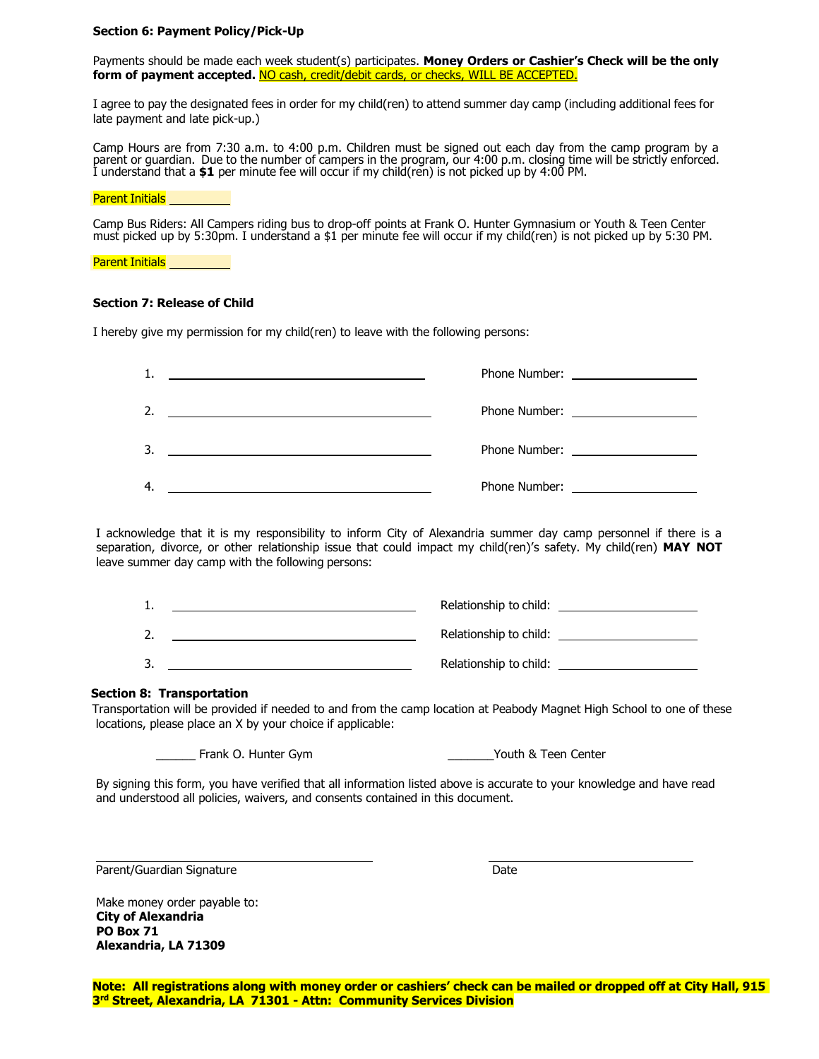**Section 6: Payment Policy/Pick-Up**

Payments should be made each week student(s) participates. **Money Orders or Cashier's Check will be the only form of payment accepted.** NO cash, credit/debit cards, or checks, WILL BE ACCEPTED.

I agree to pay the designated fees in order for my child(ren) to attend summer day camp (including additional fees for late payment and late pick-up.)

Camp Hours are from 7:30 a.m. to 4:00 p.m. Children must be signed out each day from the camp program by a parent or guardian. Due to the number of campers in the program, our 4:00 p.m. closing time will be strictly enforced. I understand that a **$1** per minute fee will occur if my child(ren) is not picked up by 4:00 PM.

Parent Initials __________

Camp Bus Riders: All Campers riding bus to drop-off points at Frank O. Hunter Gymnasium or Youth & Teen Center must picked up by 5:30pm. I understand a $1 per minute fee will occur if my child(ren) is not picked up by 5:30 PM.

Parent Initials __________

**Section 7: Release of Child**

I hereby give my permission for my child(ren) to leave with the following persons:

1. ______________________________ Phone Number: ______________
2. ______________________________ Phone Number: ______________
3. ______________________________ Phone Number: ______________
4. ______________________________ Phone Number: ______________

I acknowledge that it is my responsibility to inform City of Alexandria summer day camp personnel if there is a separation, divorce, or other relationship issue that could impact my child(ren)'s safety. My child(ren) **MAY NOT** leave summer day camp with the following persons:

1. ______________________________ Relationship to child: ______________
2. ______________________________ Relationship to child: ______________
3. ______________________________ Relationship to child: ______________

**Section 8: Transportation**

Transportation will be provided if needed to and from the camp location at Peabody Magnet High School to one of these locations, please place an X by your choice if applicable:

______ Frank O. Hunter Gym ______ Youth & Teen Center

By signing this form, you have verified that all information listed above is accurate to your knowledge and have read and understood all policies, waivers, and consents contained in this document.

______________________________ ______________________________
Parent/Guardian Signature Date

Make money order payable to:
**City of Alexandria**
**PO Box 71**
**Alexandria, LA 71309**

**Note: All registrations along with money order or cashiers' check can be mailed or dropped off at City Hall, 915 3rd Street, Alexandria, LA 71301 - Attn: Community Services Division**